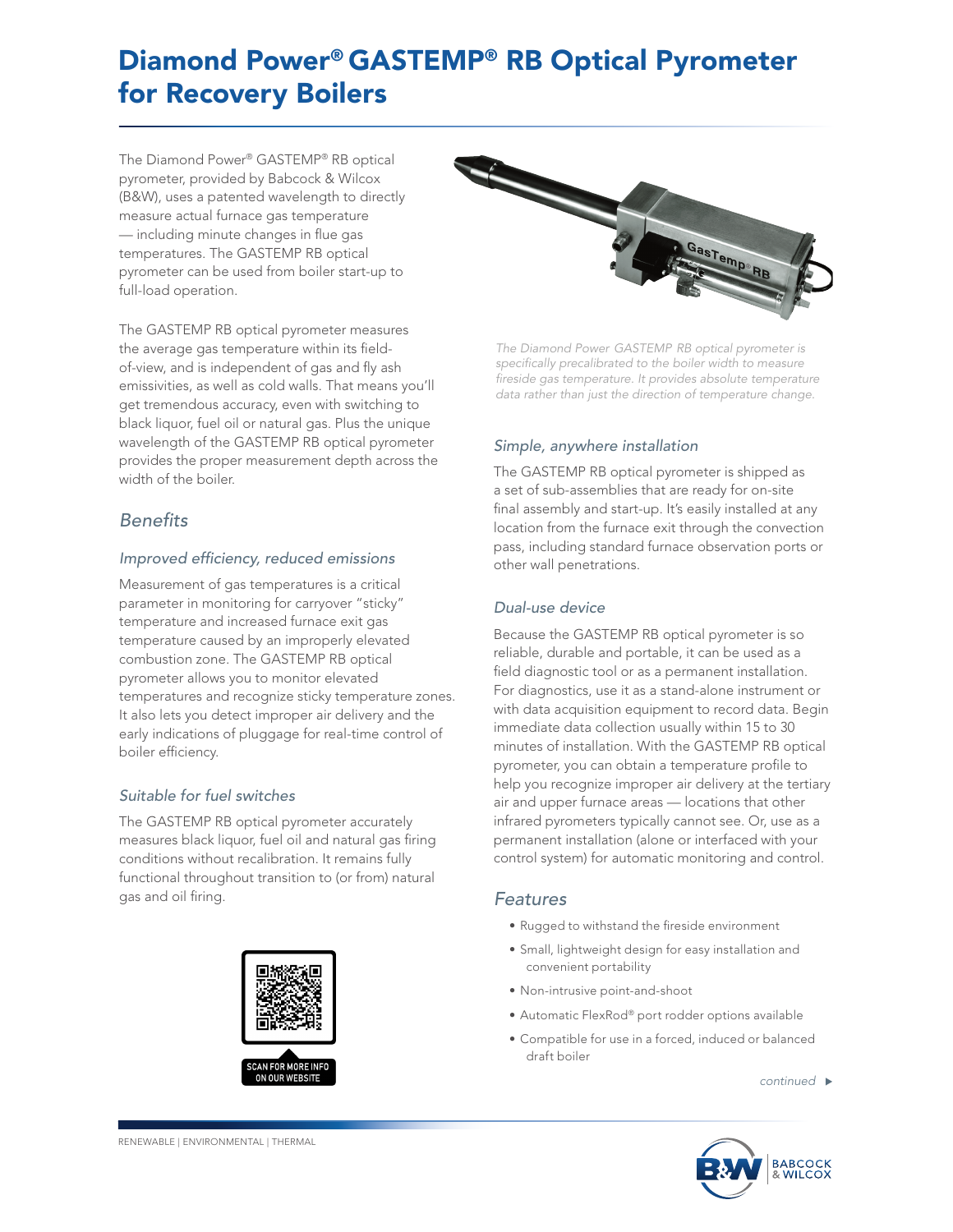# Diamond Power® GASTEMP® RB Optical Pyrometer for Recovery Boilers

The Diamond Power® GASTEMP® RB optical pyrometer, provided by Babcock & Wilcox (B&W), uses a patented wavelength to directly measure actual furnace gas temperature — including minute changes in flue gas temperatures. The GASTEMP RB optical pyrometer can be used from boiler start-up to full-load operation.

The GASTEMP RB optical pyrometer measures the average gas temperature within its field-of-view, and is independent of gas and fly ash emissivities, as well as cold walls. That means you'll get tremendous accuracy, even with switching to black liquor, fuel oil or natural gas. Plus the unique wavelength of the GASTEMP RB optical pyrometer provides the proper measurement depth across the width of the boiler.

*The Diamond Power GASTEMP RB optical pyrometer is specifically precalibrated to the boiler width to measure fireside gas temperature. It provides absolute temperature data rather than just the direction of temperature change.*

## *Benefits*

### *Improved efficiency, reduced emissions*

Measurement of gas temperatures is a critical parameter in monitoring for carryover "sticky" temperature and increased furnace exit gas temperature caused by an improperly elevated combustion zone. The GASTEMP RB optical pyrometer allows you to monitor elevated temperatures and recognize sticky temperature zones. It also lets you detect improper air delivery and the early indications of pluggage for real-time control of boiler efficiency.

### *Suitable for fuel switches*

The GASTEMP RB optical pyrometer accurately measures black liquor, fuel oil and natural gas firing conditions without recalibration. It remains fully functional throughout transition to (or from) natural gas and oil firing.

SCAN FOR MORE INFO ON OUR WEBSITE

### *Simple, anywhere installation*

The GASTEMP RB optical pyrometer is shipped as a set of sub-assemblies that are ready for on-site final assembly and start-up. It's easily installed at any location from the furnace exit through the convection pass, including standard furnace observation ports or other wall penetrations.

### *Dual-use device*

Because the GASTEMP RB optical pyrometer is so reliable, durable and portable, it can be used as a field diagnostic tool or as a permanent installation. For diagnostics, use it as a stand-alone instrument or with data acquisition equipment to record data. Begin immediate data collection usually within 15 to 30 minutes of installation. With the GASTEMP RB optical pyrometer, you can obtain a temperature profile to help you recognize improper air delivery at the tertiary air and upper furnace areas — locations that other infrared pyrometers typically cannot see. Or, use as a permanent installation (alone or interfaced with your control system) for automatic monitoring and control.

## *Features*

- Rugged to withstand the fireside environment
- Small, lightweight design for easy installation and convenient portability
- Non-intrusive point-and-shoot
- Automatic FlexRod® port rodder options available
- Compatible for use in a forced, induced or balanced draft boiler

*continued* ▶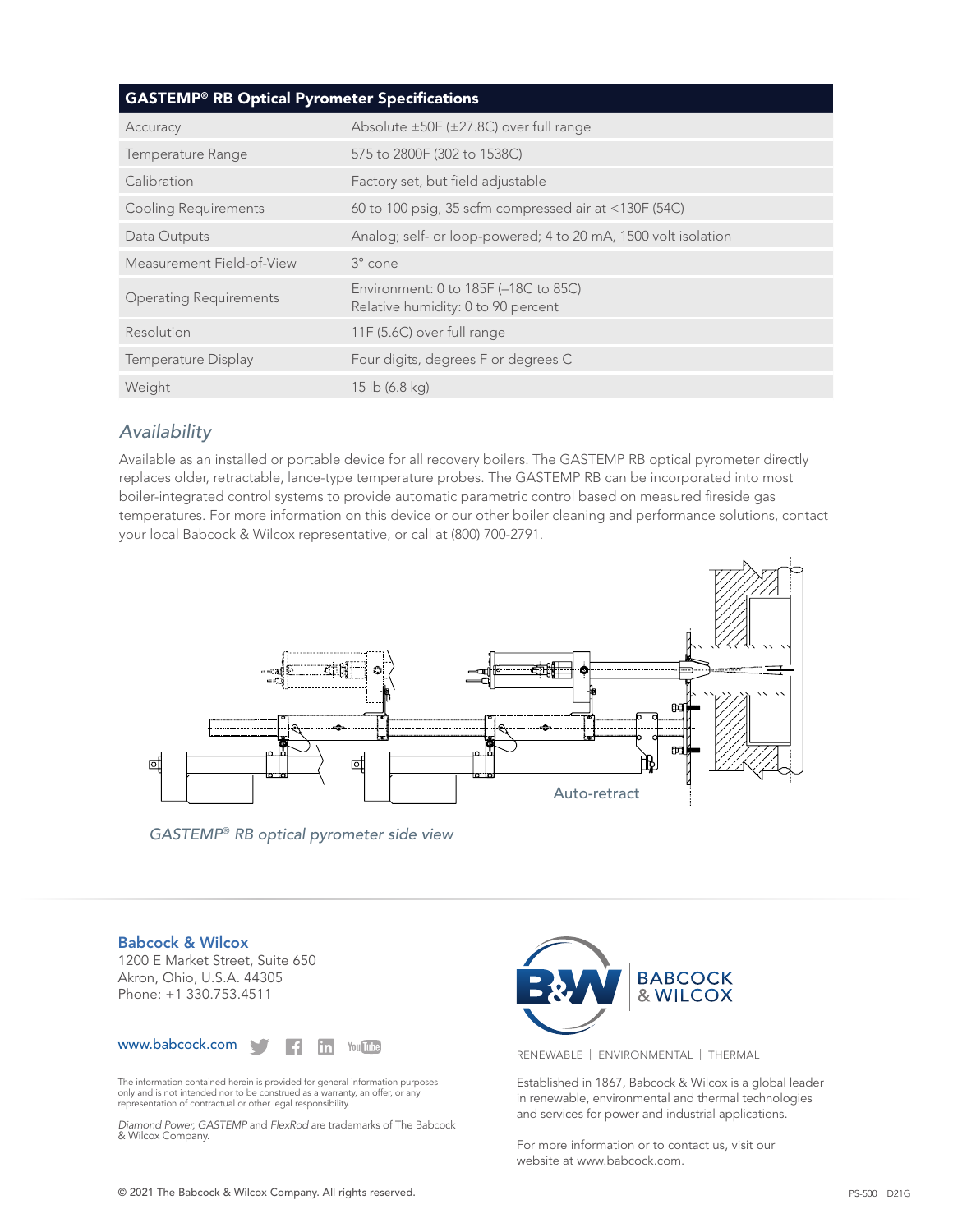| GASTEMP® RB Optical Pyrometer Specifications | |
|---|---|
| Accuracy | Absolute ±50F (±27.8C) over full range |
| Temperature Range | 575 to 2800F (302 to 1538C) |
| Calibration | Factory set, but field adjustable |
| Cooling Requirements | 60 to 100 psig, 35 scfm compressed air at <130F (54C) |
| Data Outputs | Analog; self- or loop-powered; 4 to 20 mA, 1500 volt isolation |
| Measurement Field-of-View | 3° cone |
| Operating Requirements | Environment: 0 to 185F (–18C to 85C)<br>Relative humidity: 0 to 90 percent |
| Resolution | 11F (5.6C) over full range |
| Temperature Display | Four digits, degrees F or degrees C |
| Weight | 15 lb (6.8 kg) |

## *Availability*

Available as an installed or portable device for all recovery boilers. The GASTEMP RB optical pyrometer directly replaces older, retractable, lance-type temperature probes. The GASTEMP RB can be incorporated into most boiler-integrated control systems to provide automatic parametric control based on measured fireside gas temperatures. For more information on this device or our other boiler cleaning and performance solutions, contact your local Babcock & Wilcox representative, or call at (800) 700-2791.

Auto-retract

*GASTEMP® RB optical pyrometer side view*

**Babcock & Wilcox**
1200 E Market Street, Suite 650
Akron, Ohio, U.S.A. 44305
Phone: +1 330.753.4511

www.babcock.com

The information contained herein is provided for general information purposes only and is not intended nor to be construed as a warranty, an offer, or any representation of contractual or other legal responsibility.

*Diamond Power, GASTEMP* and *FlexRod* are trademarks of The Babcock & Wilcox Company.

BABCOCK & WILCOX

RENEWABLE | ENVIRONMENTAL | THERMAL

Established in 1867, Babcock & Wilcox is a global leader in renewable, environmental and thermal technologies and services for power and industrial applications.

For more information or to contact us, visit our website at www.babcock.com.

© 2021 The Babcock & Wilcox Company. All rights reserved.

PS-500 D21G